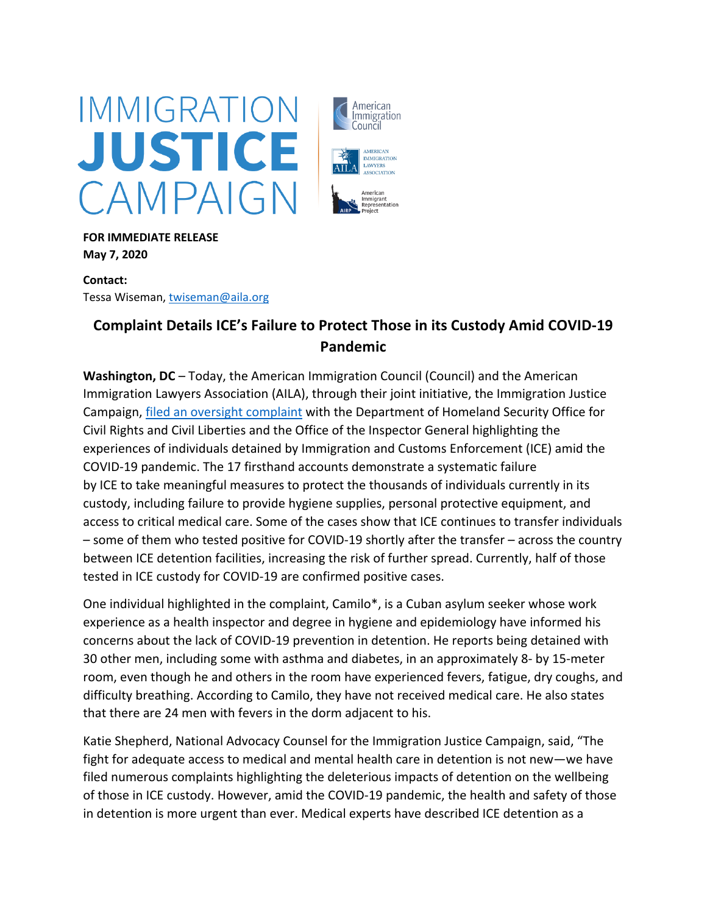IMMIGRATION **JUSTICE** CAMPAIGN

American Immigration Council

AMERICAN IMMIGRATION LAWYERS ASSOCIATION

American Immigrant Representation Project

**FOR IMMEDIATE RELEASE**
**May 7, 2020**

**Contact:**
Tessa Wiseman, [twiseman@aila.org](mailto:twiseman@aila.org)

## Complaint Details ICE's Failure to Protect Those in its Custody Amid COVID-19 Pandemic

**Washington, DC** – Today, the American Immigration Council (Council) and the American Immigration Lawyers Association (AILA), through their joint initiative, the Immigration Justice Campaign, [filed an oversight complaint]() with the Department of Homeland Security Office for Civil Rights and Civil Liberties and the Office of the Inspector General highlighting the experiences of individuals detained by Immigration and Customs Enforcement (ICE) amid the COVID-19 pandemic. The 17 firsthand accounts demonstrate a systematic failure by ICE to take meaningful measures to protect the thousands of individuals currently in its custody, including failure to provide hygiene supplies, personal protective equipment, and access to critical medical care. Some of the cases show that ICE continues to transfer individuals – some of them who tested positive for COVID-19 shortly after the transfer – across the country between ICE detention facilities, increasing the risk of further spread. Currently, half of those tested in ICE custody for COVID-19 are confirmed positive cases.

One individual highlighted in the complaint, Camilo*, is a Cuban asylum seeker whose work experience as a health inspector and degree in hygiene and epidemiology have informed his concerns about the lack of COVID-19 prevention in detention. He reports being detained with 30 other men, including some with asthma and diabetes, in an approximately 8- by 15-meter room, even though he and others in the room have experienced fevers, fatigue, dry coughs, and difficulty breathing. According to Camilo, they have not received medical care. He also states that there are 24 men with fevers in the dorm adjacent to his.

Katie Shepherd, National Advocacy Counsel for the Immigration Justice Campaign, said, "The fight for adequate access to medical and mental health care in detention is not new—we have filed numerous complaints highlighting the deleterious impacts of detention on the wellbeing of those in ICE custody. However, amid the COVID-19 pandemic, the health and safety of those in detention is more urgent than ever. Medical experts have described ICE detention as a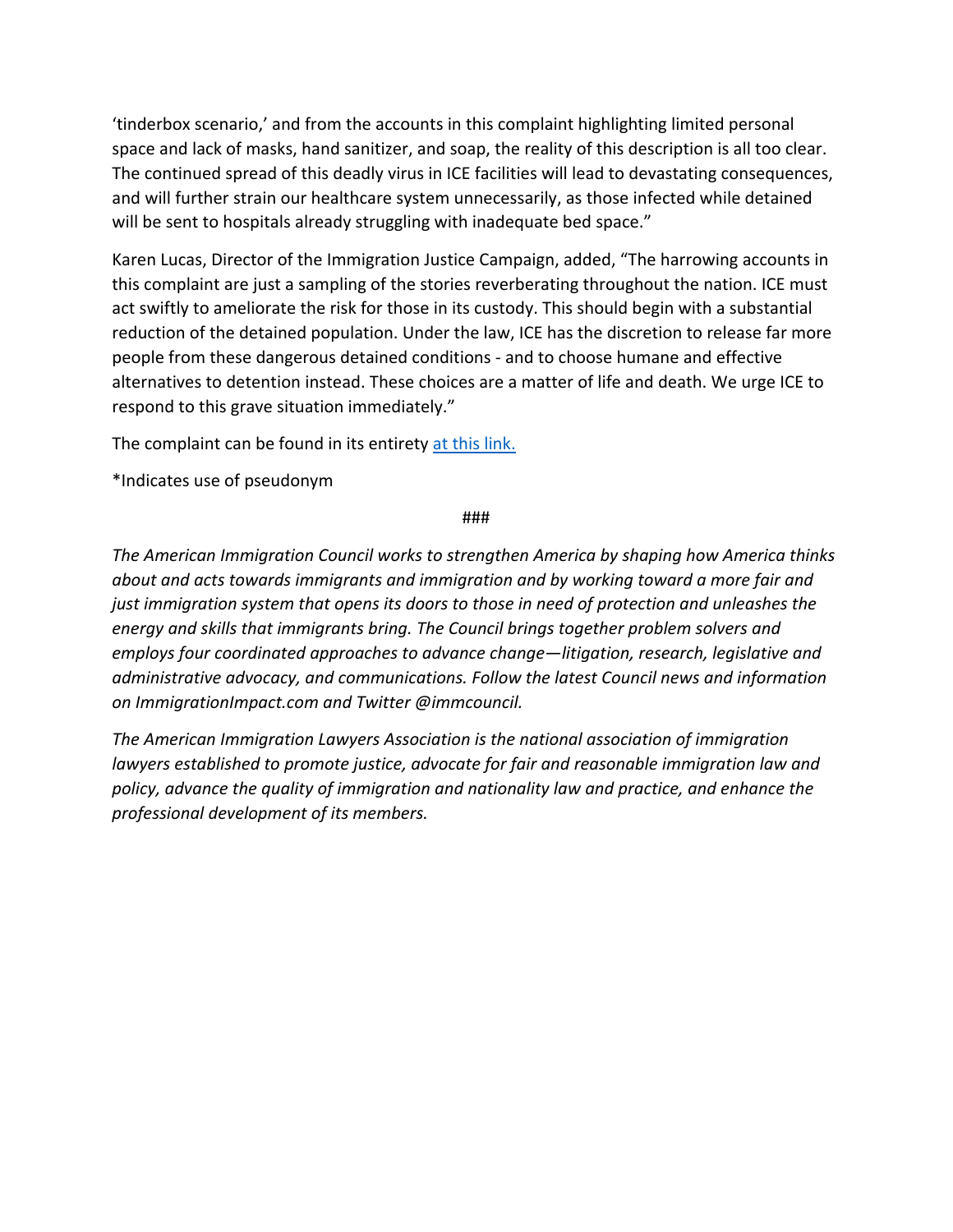'tinderbox scenario,' and from the accounts in this complaint highlighting limited personal space and lack of masks, hand sanitizer, and soap, the reality of this description is all too clear. The continued spread of this deadly virus in ICE facilities will lead to devastating consequences, and will further strain our healthcare system unnecessarily, as those infected while detained will be sent to hospitals already struggling with inadequate bed space."

Karen Lucas, Director of the Immigration Justice Campaign, added, "The harrowing accounts in this complaint are just a sampling of the stories reverberating throughout the nation. ICE must act swiftly to ameliorate the risk for those in its custody. This should begin with a substantial reduction of the detained population. Under the law, ICE has the discretion to release far more people from these dangerous detained conditions - and to choose humane and effective alternatives to detention instead. These choices are a matter of life and death. We urge ICE to respond to this grave situation immediately."

The complaint can be found in its entirety [at this link.]

*Indicates use of pseudonym

###

*The American Immigration Council works to strengthen America by shaping how America thinks about and acts towards immigrants and immigration and by working toward a more fair and just immigration system that opens its doors to those in need of protection and unleashes the energy and skills that immigrants bring. The Council brings together problem solvers and employs four coordinated approaches to advance change—litigation, research, legislative and administrative advocacy, and communications. Follow the latest Council news and information on ImmigrationImpact.com and Twitter @immcouncil.*

*The American Immigration Lawyers Association is the national association of immigration lawyers established to promote justice, advocate for fair and reasonable immigration law and policy, advance the quality of immigration and nationality law and practice, and enhance the professional development of its members.*